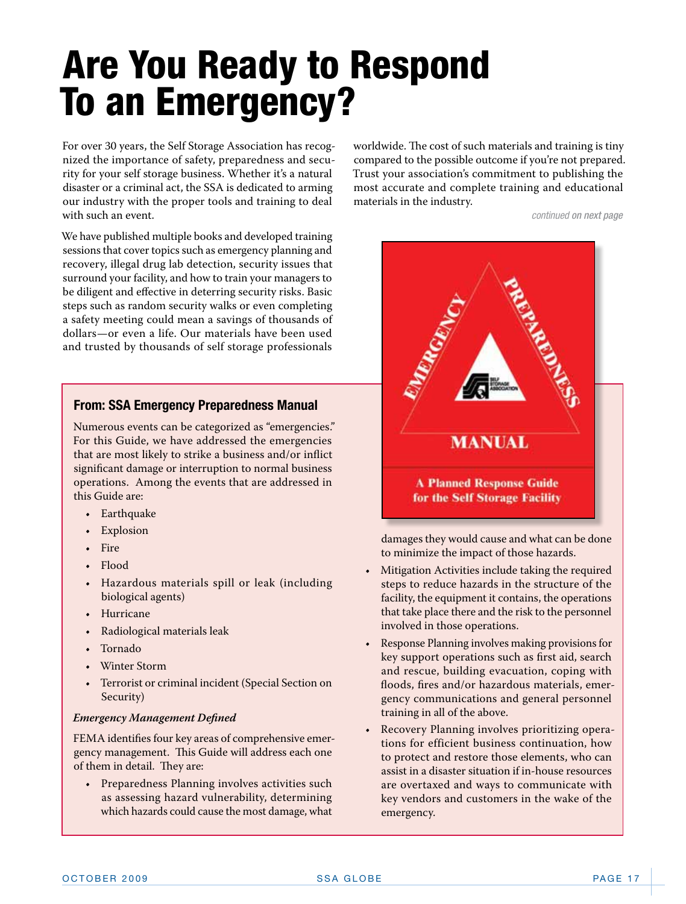# Are You Ready to Respond To an Emergency?

For over 30 years, the Self Storage Association has recognized the importance of safety, preparedness and security for your self storage business. Whether it's a natural disaster or a criminal act, the SSA is dedicated to arming our industry with the proper tools and training to deal with such an event.

We have published multiple books and developed training sessions that cover topics such as emergency planning and recovery, illegal drug lab detection, security issues that surround your facility, and how to train your managers to be diligent and effective in deterring security risks. Basic steps such as random security walks or even completing a safety meeting could mean a savings of thousands of dollars—or even a life. Our materials have been used and trusted by thousands of self storage professionals worldwide. The cost of such materials and training is tiny compared to the possible outcome if you're not prepared. Trust your association's commitment to publishing the most accurate and complete training and educational materials in the industry.

*continued on next page*

### From: SSA Emergency Preparedness Manual

Numerous events can be categorized as "emergencies." For this Guide, we have addressed the emergencies that are most likely to strike a business and/or inflict significant damage or interruption to normal business operations. Among the events that are addressed in this Guide are:

- Earthquake
- Explosion
- Fire
- Flood
- Hazardous materials spill or leak (including biological agents)
- Hurricane
- Radiological materials leak
- Tornado
- Winter Storm
- Terrorist or criminal incident (Special Section on Security)

***Emergency Management Defined***

FEMA identifies four key areas of comprehensive emergency management. This Guide will address each one of them in detail. They are:

- Preparedness Planning involves activities such as assessing hazard vulnerability, determining which hazards could cause the most damage, what damages they would cause and what can be done to minimize the impact of those hazards.
- Mitigation Activities include taking the required steps to reduce hazards in the structure of the facility, the equipment it contains, the operations that take place there and the risk to the personnel involved in those operations.
- Response Planning involves making provisions for key support operations such as first aid, search and rescue, building evacuation, coping with floods, fires and/or hazardous materials, emergency communications and general personnel training in all of the above.
- Recovery Planning involves prioritizing operations for efficient business continuation, how to protect and restore those elements, who can assist in a disaster situation if in-house resources are overtaxed and ways to communicate with key vendors and customers in the wake of the emergency.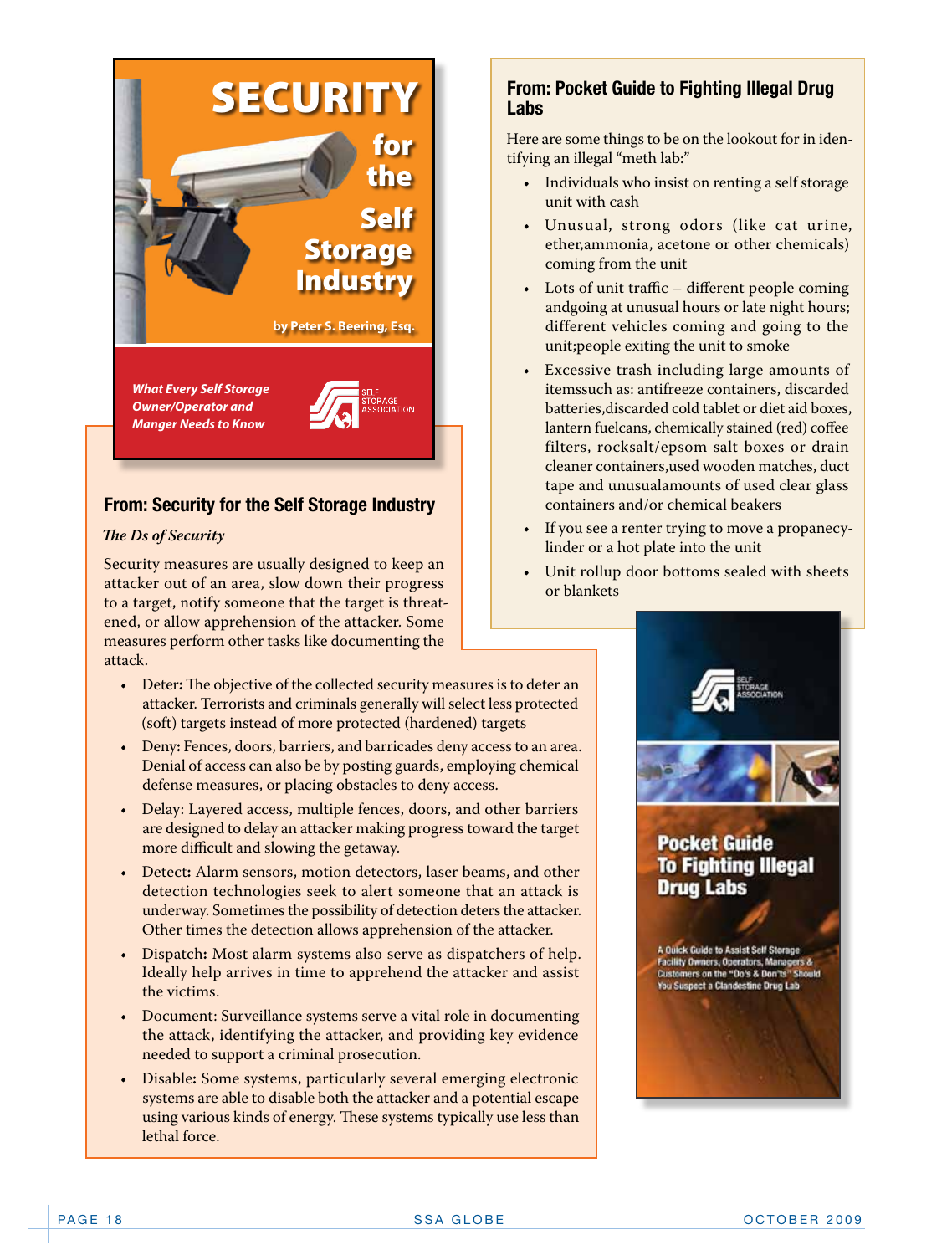## From: Security for the Self Storage Industry

*The Ds of Security*

Security measures are usually designed to keep an attacker out of an area, slow down their progress to a target, notify someone that the target is threatened, or allow apprehension of the attacker. Some measures perform other tasks like documenting the attack.

- Deter: The objective of the collected security measures is to deter an attacker. Terrorists and criminals generally will select less protected (soft) targets instead of more protected (hardened) targets
- Deny: Fences, doors, barriers, and barricades deny access to an area. Denial of access can also be by posting guards, employing chemical defense measures, or placing obstacles to deny access.
- Delay: Layered access, multiple fences, doors, and other barriers are designed to delay an attacker making progress toward the target more difficult and slowing the getaway.
- Detect: Alarm sensors, motion detectors, laser beams, and other detection technologies seek to alert someone that an attack is underway. Sometimes the possibility of detection deters the attacker. Other times the detection allows apprehension of the attacker.
- Dispatch: Most alarm systems also serve as dispatchers of help. Ideally help arrives in time to apprehend the attacker and assist the victims.
- Document: Surveillance systems serve a vital role in documenting the attack, identifying the attacker, and providing key evidence needed to support a criminal prosecution.
- Disable: Some systems, particularly several emerging electronic systems are able to disable both the attacker and a potential escape using various kinds of energy. These systems typically use less than lethal force.

## From: Pocket Guide to Fighting Illegal Drug Labs

Here are some things to be on the lookout for in identifying an illegal "meth lab:"

- Individuals who insist on renting a self storage unit with cash
- Unusual, strong odors (like cat urine, ether,ammonia, acetone or other chemicals) coming from the unit
- Lots of unit traffic – different people coming andgoing at unusual hours or late night hours; different vehicles coming and going to the unit;people exiting the unit to smoke
- Excessive trash including large amounts of itemssuch as: antifreeze containers, discarded batteries,discarded cold tablet or diet aid boxes, lantern fuelcans, chemically stained (red) coffee filters, rocksalt/epsom salt boxes or drain cleaner containers,used wooden matches, duct tape and unusualamounts of used clear glass containers and/or chemical beakers
- If you see a renter trying to move a propanecylinder or a hot plate into the unit
- Unit rollup door bottoms sealed with sheets or blankets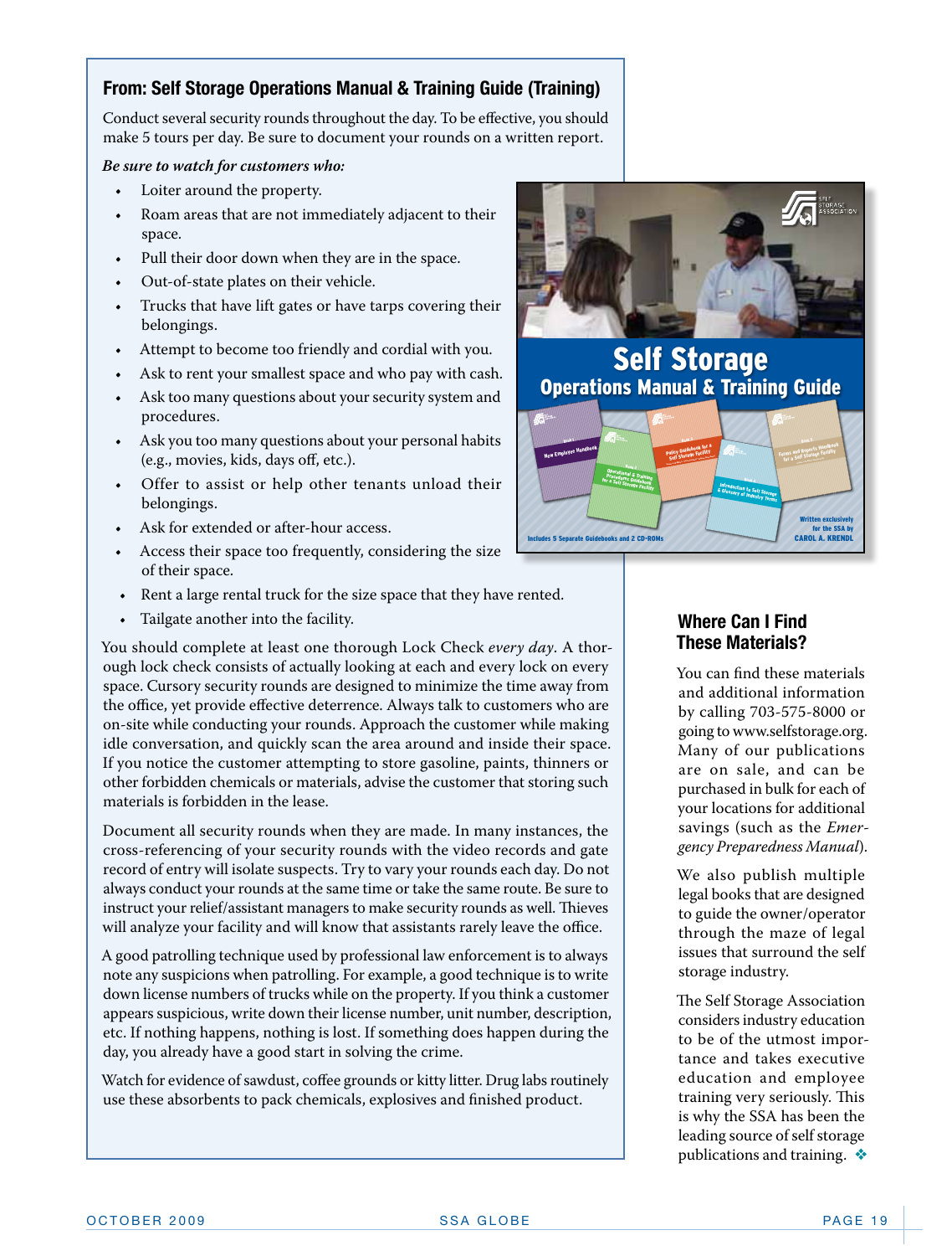### From: Self Storage Operations Manual & Training Guide (Training)

Conduct several security rounds throughout the day. To be effective, you should make 5 tours per day. Be sure to document your rounds on a written report.

***Be sure to watch for customers who:***

- Loiter around the property.
- Roam areas that are not immediately adjacent to their space.
- Pull their door down when they are in the space.
- Out-of-state plates on their vehicle.
- Trucks that have lift gates or have tarps covering their belongings.
- Attempt to become too friendly and cordial with you.
- Ask to rent your smallest space and who pay with cash.
- Ask too many questions about your security system and procedures.
- Ask you too many questions about your personal habits (e.g., movies, kids, days off, etc.).
- Offer to assist or help other tenants unload their belongings.
- Ask for extended or after-hour access.
- Access their space too frequently, considering the size of their space.
- Rent a large rental truck for the size space that they have rented.
- Tailgate another into the facility.

You should complete at least one thorough Lock Check *every day*. A thorough lock check consists of actually looking at each and every lock on every space. Cursory security rounds are designed to minimize the time away from the office, yet provide effective deterrence. Always talk to customers who are on-site while conducting your rounds. Approach the customer while making idle conversation, and quickly scan the area around and inside their space. If you notice the customer attempting to store gasoline, paints, thinners or other forbidden chemicals or materials, advise the customer that storing such materials is forbidden in the lease.

Document all security rounds when they are made. In many instances, the cross-referencing of your security rounds with the video records and gate record of entry will isolate suspects. Try to vary your rounds each day. Do not always conduct your rounds at the same time or take the same route. Be sure to instruct your relief/assistant managers to make security rounds as well. Thieves will analyze your facility and will know that assistants rarely leave the office.

A good patrolling technique used by professional law enforcement is to always note any suspicions when patrolling. For example, a good technique is to write down license numbers of trucks while on the property. If you think a customer appears suspicious, write down their license number, unit number, description, etc. If nothing happens, nothing is lost. If something does happen during the day, you already have a good start in solving the crime.

Watch for evidence of sawdust, coffee grounds or kitty litter. Drug labs routinely use these absorbents to pack chemicals, explosives and finished product.

### Where Can I Find These Materials?

You can find these materials and additional information by calling 703-575-8000 or going to www.selfstorage.org. Many of our publications are on sale, and can be purchased in bulk for each of your locations for additional savings (such as the *Emergency Preparedness Manual*).

We also publish multiple legal books that are designed to guide the owner/operator through the maze of legal issues that surround the self storage industry.

The Self Storage Association considers industry education to be of the utmost importance and takes executive education and employee training very seriously. This is why the SSA has been the leading source of self storage publications and training. ❖